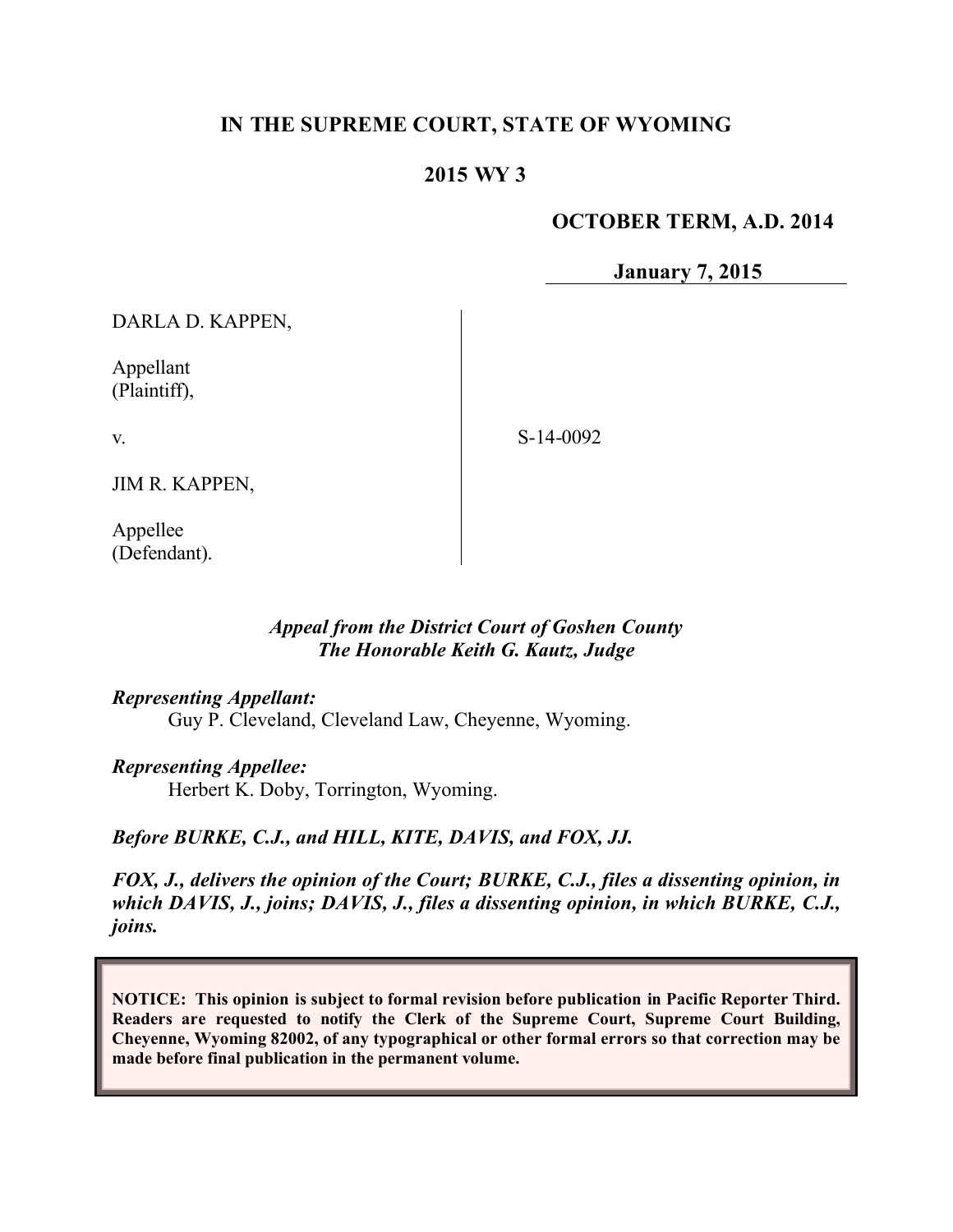# IN THE SUPREME COURT, STATE OF WYOMING

## 2015 WY 3

**OCTOBER TERM, A.D. 2014**

**January 7, 2015**

| | |
|---|---|
| DARLA D. KAPPEN,<br><br>Appellant<br>(Plaintiff),<br><br>v.<br><br>JIM R. KAPPEN,<br><br>Appellee<br>(Defendant). | S-14-0092 |

*Appeal from the District Court of Goshen County*
*The Honorable Keith G. Kautz, Judge*

***Representing Appellant:***
Guy P. Cleveland, Cleveland Law, Cheyenne, Wyoming.

***Representing Appellee:***
Herbert K. Doby, Torrington, Wyoming.

***Before BURKE, C.J., and HILL, KITE, DAVIS, and FOX, JJ.***

***FOX, J., delivers the opinion of the Court; BURKE, C.J., files a dissenting opinion, in which DAVIS, J., joins; DAVIS, J., files a dissenting opinion, in which BURKE, C.J., joins.***

**NOTICE: This opinion is subject to formal revision before publication in Pacific Reporter Third. Readers are requested to notify the Clerk of the Supreme Court, Supreme Court Building, Cheyenne, Wyoming 82002, of any typographical or other formal errors so that correction may be made before final publication in the permanent volume.**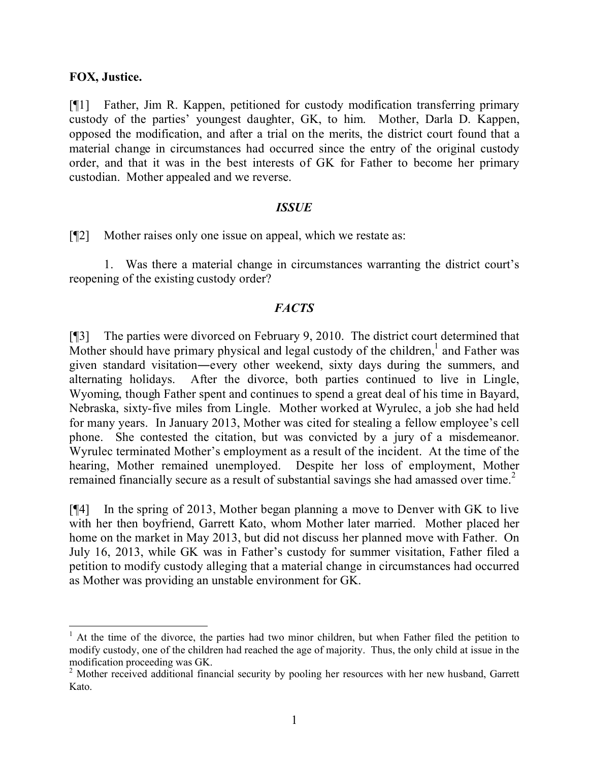**FOX, Justice.**

[¶1] Father, Jim R. Kappen, petitioned for custody modification transferring primary custody of the parties' youngest daughter, GK, to him. Mother, Darla D. Kappen, opposed the modification, and after a trial on the merits, the district court found that a material change in circumstances had occurred since the entry of the original custody order, and that it was in the best interests of GK for Father to become her primary custodian. Mother appealed and we reverse.

## *ISSUE*

[¶2] Mother raises only one issue on appeal, which we restate as:

1. Was there a material change in circumstances warranting the district court's reopening of the existing custody order?

## *FACTS*

[¶3] The parties were divorced on February 9, 2010. The district court determined that Mother should have primary physical and legal custody of the children,[1] and Father was given standard visitation―every other weekend, sixty days during the summers, and alternating holidays. After the divorce, both parties continued to live in Lingle, Wyoming, though Father spent and continues to spend a great deal of his time in Bayard, Nebraska, sixty-five miles from Lingle. Mother worked at Wyrulec, a job she had held for many years. In January 2013, Mother was cited for stealing a fellow employee's cell phone. She contested the citation, but was convicted by a jury of a misdemeanor. Wyrulec terminated Mother's employment as a result of the incident. At the time of the hearing, Mother remained unemployed. Despite her loss of employment, Mother remained financially secure as a result of substantial savings she had amassed over time.[2]

[¶4] In the spring of 2013, Mother began planning a move to Denver with GK to live with her then boyfriend, Garrett Kato, whom Mother later married. Mother placed her home on the market in May 2013, but did not discuss her planned move with Father. On July 16, 2013, while GK was in Father's custody for summer visitation, Father filed a petition to modify custody alleging that a material change in circumstances had occurred as Mother was providing an unstable environment for GK.

---

[1] At the time of the divorce, the parties had two minor children, but when Father filed the petition to modify custody, one of the children had reached the age of majority. Thus, the only child at issue in the modification proceeding was GK.

[2] Mother received additional financial security by pooling her resources with her new husband, Garrett Kato.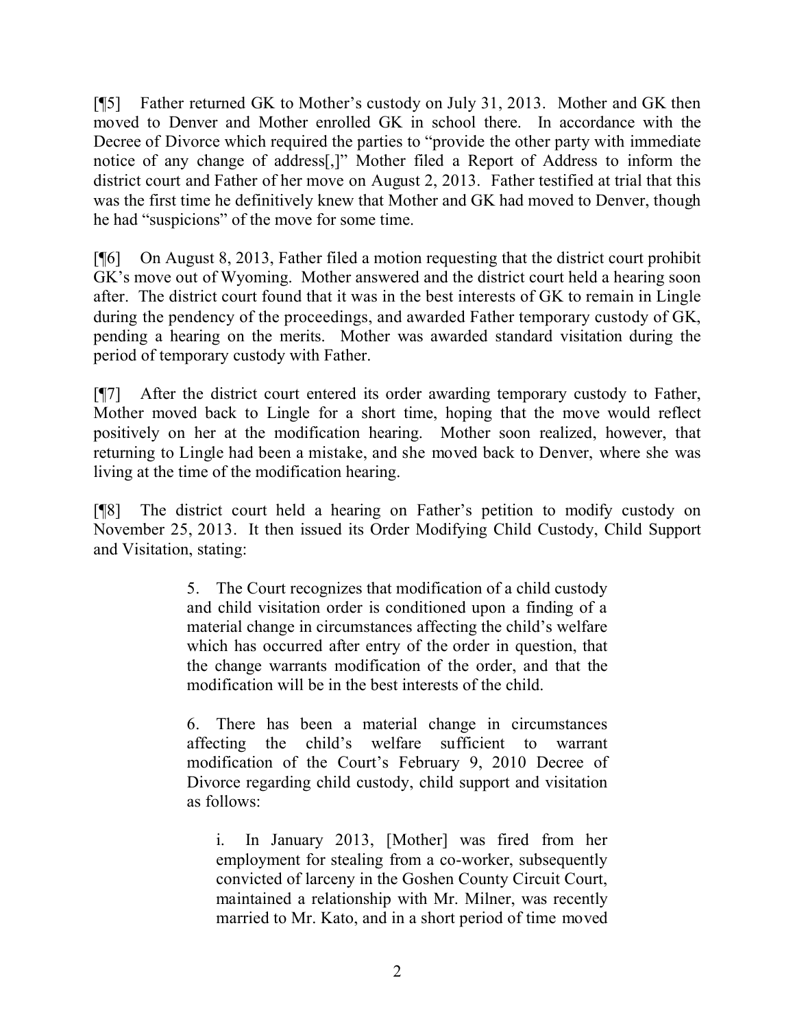[¶5] Father returned GK to Mother's custody on July 31, 2013. Mother and GK then moved to Denver and Mother enrolled GK in school there. In accordance with the Decree of Divorce which required the parties to "provide the other party with immediate notice of any change of address[,]" Mother filed a Report of Address to inform the district court and Father of her move on August 2, 2013. Father testified at trial that this was the first time he definitively knew that Mother and GK had moved to Denver, though he had "suspicions" of the move for some time.

[¶6] On August 8, 2013, Father filed a motion requesting that the district court prohibit GK's move out of Wyoming. Mother answered and the district court held a hearing soon after. The district court found that it was in the best interests of GK to remain in Lingle during the pendency of the proceedings, and awarded Father temporary custody of GK, pending a hearing on the merits. Mother was awarded standard visitation during the period of temporary custody with Father.

[¶7] After the district court entered its order awarding temporary custody to Father, Mother moved back to Lingle for a short time, hoping that the move would reflect positively on her at the modification hearing. Mother soon realized, however, that returning to Lingle had been a mistake, and she moved back to Denver, where she was living at the time of the modification hearing.

[¶8] The district court held a hearing on Father's petition to modify custody on November 25, 2013. It then issued its Order Modifying Child Custody, Child Support and Visitation, stating:

> 5. The Court recognizes that modification of a child custody and child visitation order is conditioned upon a finding of a material change in circumstances affecting the child's welfare which has occurred after entry of the order in question, that the change warrants modification of the order, and that the modification will be in the best interests of the child.
>
> 6. There has been a material change in circumstances affecting the child's welfare sufficient to warrant modification of the Court's February 9, 2010 Decree of Divorce regarding child custody, child support and visitation as follows:
>
> > i. In January 2013, [Mother] was fired from her employment for stealing from a co-worker, subsequently convicted of larceny in the Goshen County Circuit Court, maintained a relationship with Mr. Milner, was recently married to Mr. Kato, and in a short period of time moved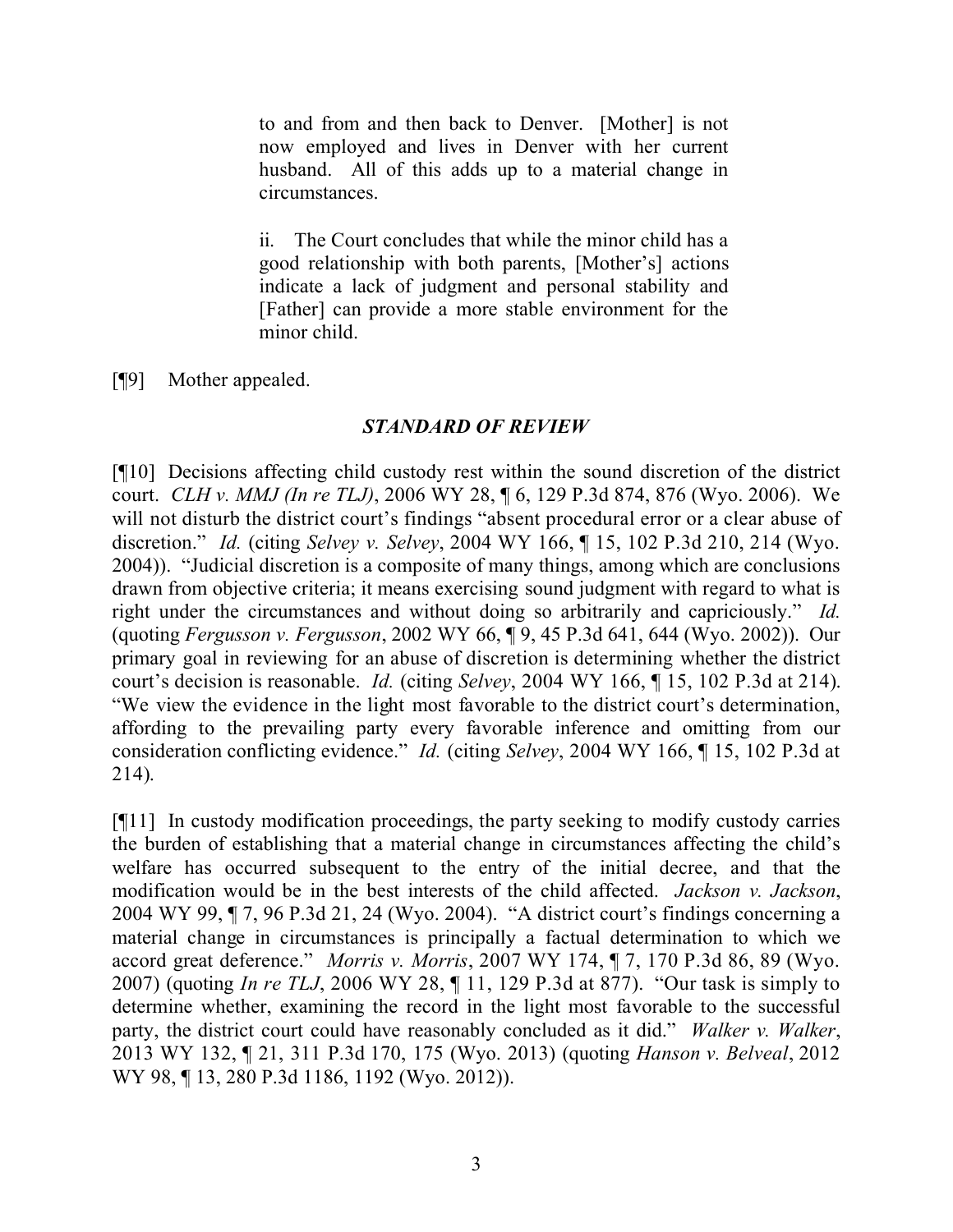> to and from and then back to Denver. [Mother] is not now employed and lives in Denver with her current husband. All of this adds up to a material change in circumstances.
>
> ii. The Court concludes that while the minor child has a good relationship with both parents, [Mother's] actions indicate a lack of judgment and personal stability and [Father] can provide a more stable environment for the minor child.

[¶9] Mother appealed.

### *STANDARD OF REVIEW*

[¶10] Decisions affecting child custody rest within the sound discretion of the district court. *CLH v. MMJ (In re TLJ)*, 2006 WY 28, ¶ 6, 129 P.3d 874, 876 (Wyo. 2006). We will not disturb the district court's findings "absent procedural error or a clear abuse of discretion." *Id.* (citing *Selvey v. Selvey*, 2004 WY 166, ¶ 15, 102 P.3d 210, 214 (Wyo. 2004)). "Judicial discretion is a composite of many things, among which are conclusions drawn from objective criteria; it means exercising sound judgment with regard to what is right under the circumstances and without doing so arbitrarily and capriciously." *Id.* (quoting *Fergusson v. Fergusson*, 2002 WY 66, ¶ 9, 45 P.3d 641, 644 (Wyo. 2002)). Our primary goal in reviewing for an abuse of discretion is determining whether the district court's decision is reasonable. *Id.* (citing *Selvey*, 2004 WY 166, ¶ 15, 102 P.3d at 214). "We view the evidence in the light most favorable to the district court's determination, affording to the prevailing party every favorable inference and omitting from our consideration conflicting evidence." *Id.* (citing *Selvey*, 2004 WY 166, ¶ 15, 102 P.3d at 214).

[¶11] In custody modification proceedings, the party seeking to modify custody carries the burden of establishing that a material change in circumstances affecting the child's welfare has occurred subsequent to the entry of the initial decree, and that the modification would be in the best interests of the child affected. *Jackson v. Jackson*, 2004 WY 99, ¶ 7, 96 P.3d 21, 24 (Wyo. 2004). "A district court's findings concerning a material change in circumstances is principally a factual determination to which we accord great deference." *Morris v. Morris*, 2007 WY 174, ¶ 7, 170 P.3d 86, 89 (Wyo. 2007) (quoting *In re TLJ*, 2006 WY 28, ¶ 11, 129 P.3d at 877). "Our task is simply to determine whether, examining the record in the light most favorable to the successful party, the district court could have reasonably concluded as it did." *Walker v. Walker*, 2013 WY 132, ¶ 21, 311 P.3d 170, 175 (Wyo. 2013) (quoting *Hanson v. Belveal*, 2012 WY 98, ¶ 13, 280 P.3d 1186, 1192 (Wyo. 2012)).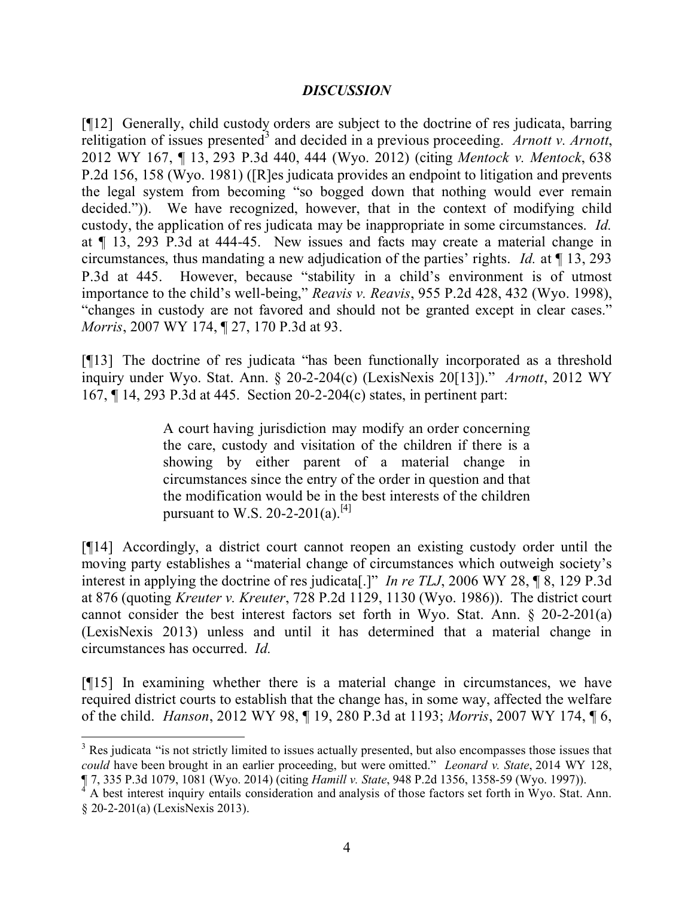## *DISCUSSION*

[¶12] Generally, child custody orders are subject to the doctrine of res judicata, barring relitigation of issues presented[3] and decided in a previous proceeding. *Arnott v. Arnott*, 2012 WY 167, ¶ 13, 293 P.3d 440, 444 (Wyo. 2012) (citing *Mentock v. Mentock*, 638 P.2d 156, 158 (Wyo. 1981) ([R]es judicata provides an endpoint to litigation and prevents the legal system from becoming "so bogged down that nothing would ever remain decided.")). We have recognized, however, that in the context of modifying child custody, the application of res judicata may be inappropriate in some circumstances. *Id.* at ¶ 13, 293 P.3d at 444-45. New issues and facts may create a material change in circumstances, thus mandating a new adjudication of the parties' rights. *Id.* at ¶ 13, 293 P.3d at 445. However, because "stability in a child's environment is of utmost importance to the child's well-being," *Reavis v. Reavis*, 955 P.2d 428, 432 (Wyo. 1998), "changes in custody are not favored and should not be granted except in clear cases." *Morris*, 2007 WY 174, ¶ 27, 170 P.3d at 93.

[¶13] The doctrine of res judicata "has been functionally incorporated as a threshold inquiry under Wyo. Stat. Ann. § 20-2-204(c) (LexisNexis 20[13])." *Arnott*, 2012 WY 167, ¶ 14, 293 P.3d at 445. Section 20-2-204(c) states, in pertinent part:

> A court having jurisdiction may modify an order concerning the care, custody and visitation of the children if there is a showing by either parent of a material change in circumstances since the entry of the order in question and that the modification would be in the best interests of the children pursuant to W.S. 20-2-201(a).[4]

[¶14] Accordingly, a district court cannot reopen an existing custody order until the moving party establishes a "material change of circumstances which outweigh society's interest in applying the doctrine of res judicata[.]" *In re TLJ*, 2006 WY 28, ¶ 8, 129 P.3d at 876 (quoting *Kreuter v. Kreuter*, 728 P.2d 1129, 1130 (Wyo. 1986)). The district court cannot consider the best interest factors set forth in Wyo. Stat. Ann. § 20-2-201(a) (LexisNexis 2013) unless and until it has determined that a material change in circumstances has occurred. *Id.*

[¶15] In examining whether there is a material change in circumstances, we have required district courts to establish that the change has, in some way, affected the welfare of the child. *Hanson*, 2012 WY 98, ¶ 19, 280 P.3d at 1193; *Morris*, 2007 WY 174, ¶ 6,

---

[3] Res judicata "is not strictly limited to issues actually presented, but also encompasses those issues that *could* have been brought in an earlier proceeding, but were omitted." *Leonard v. State*, 2014 WY 128, ¶ 7, 335 P.3d 1079, 1081 (Wyo. 2014) (citing *Hamill v. State*, 948 P.2d 1356, 1358-59 (Wyo. 1997)).

[4] A best interest inquiry entails consideration and analysis of those factors set forth in Wyo. Stat. Ann. § 20-2-201(a) (LexisNexis 2013).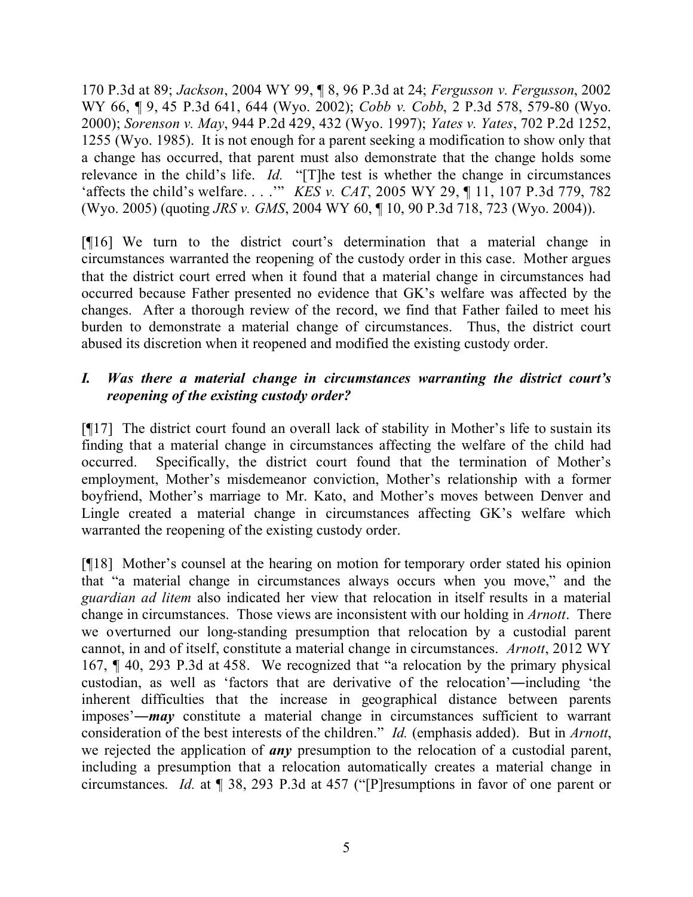170 P.3d at 89; *Jackson*, 2004 WY 99, ¶ 8, 96 P.3d at 24; *Fergusson v. Fergusson*, 2002 WY 66, ¶ 9, 45 P.3d 641, 644 (Wyo. 2002); *Cobb v. Cobb*, 2 P.3d 578, 579-80 (Wyo. 2000); *Sorenson v. May*, 944 P.2d 429, 432 (Wyo. 1997); *Yates v. Yates*, 702 P.2d 1252, 1255 (Wyo. 1985). It is not enough for a parent seeking a modification to show only that a change has occurred, that parent must also demonstrate that the change holds some relevance in the child's life. *Id.* "[T]he test is whether the change in circumstances 'affects the child's welfare. . . .'" *KES v. CAT*, 2005 WY 29, ¶ 11, 107 P.3d 779, 782 (Wyo. 2005) (quoting *JRS v. GMS*, 2004 WY 60, ¶ 10, 90 P.3d 718, 723 (Wyo. 2004)).

[¶16] We turn to the district court's determination that a material change in circumstances warranted the reopening of the custody order in this case. Mother argues that the district court erred when it found that a material change in circumstances had occurred because Father presented no evidence that GK's welfare was affected by the changes. After a thorough review of the record, we find that Father failed to meet his burden to demonstrate a material change of circumstances. Thus, the district court abused its discretion when it reopened and modified the existing custody order.

### *I. Was there a material change in circumstances warranting the district court's reopening of the existing custody order?*

[¶17] The district court found an overall lack of stability in Mother's life to sustain its finding that a material change in circumstances affecting the welfare of the child had occurred. Specifically, the district court found that the termination of Mother's employment, Mother's misdemeanor conviction, Mother's relationship with a former boyfriend, Mother's marriage to Mr. Kato, and Mother's moves between Denver and Lingle created a material change in circumstances affecting GK's welfare which warranted the reopening of the existing custody order.

[¶18] Mother's counsel at the hearing on motion for temporary order stated his opinion that "a material change in circumstances always occurs when you move," and the *guardian ad litem* also indicated her view that relocation in itself results in a material change in circumstances. Those views are inconsistent with our holding in *Arnott*. There we overturned our long-standing presumption that relocation by a custodial parent cannot, in and of itself, constitute a material change in circumstances. *Arnott*, 2012 WY 167, ¶ 40, 293 P.3d at 458. We recognized that "a relocation by the primary physical custodian, as well as 'factors that are derivative of the relocation'—including 'the inherent difficulties that the increase in geographical distance between parents imposes'—***may*** constitute a material change in circumstances sufficient to warrant consideration of the best interests of the children." *Id.* (emphasis added). But in *Arnott*, we rejected the application of ***any*** presumption to the relocation of a custodial parent, including a presumption that a relocation automatically creates a material change in circumstances. *Id.* at ¶ 38, 293 P.3d at 457 ("[P]resumptions in favor of one parent or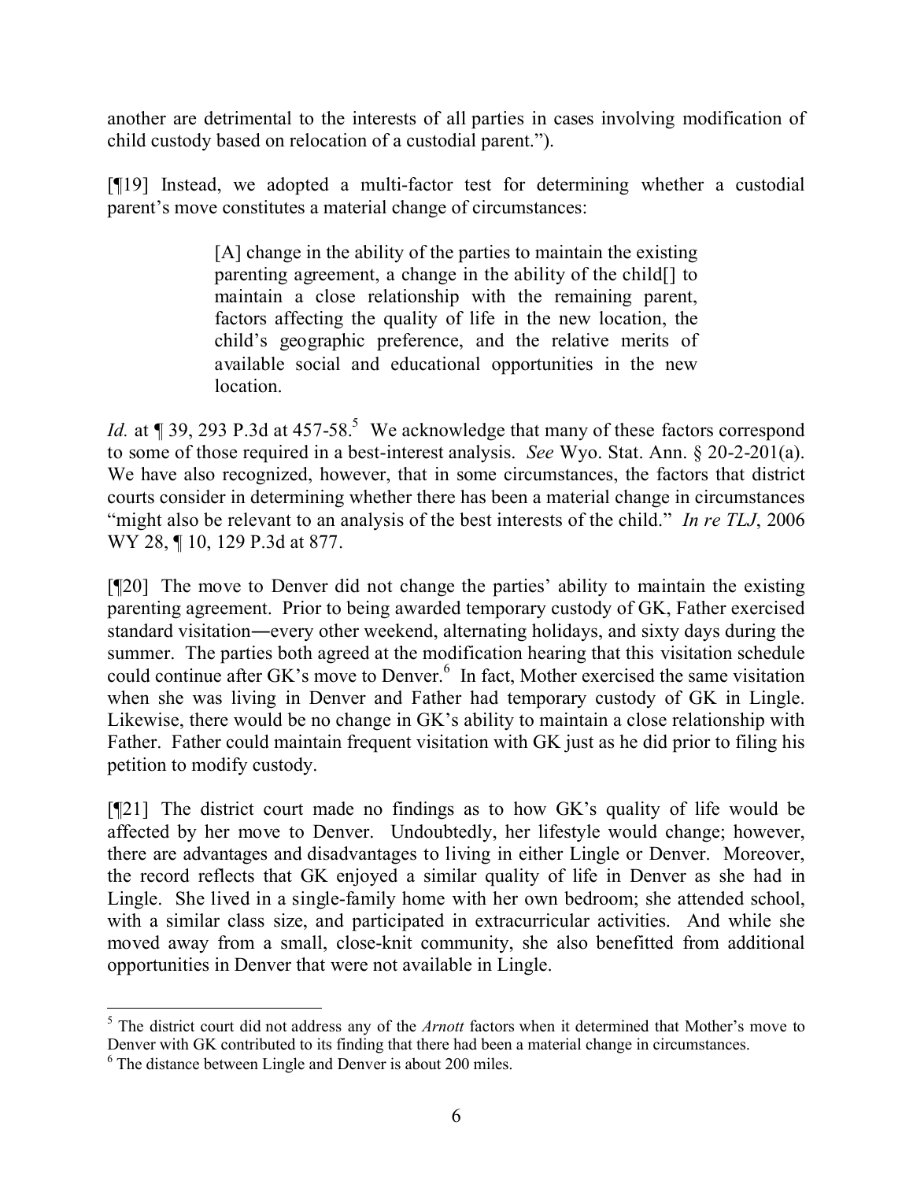another are detrimental to the interests of all parties in cases involving modification of child custody based on relocation of a custodial parent.").

[¶19] Instead, we adopted a multi-factor test for determining whether a custodial parent's move constitutes a material change of circumstances:

> [A] change in the ability of the parties to maintain the existing parenting agreement, a change in the ability of the child[] to maintain a close relationship with the remaining parent, factors affecting the quality of life in the new location, the child's geographic preference, and the relative merits of available social and educational opportunities in the new location.

*Id.* at ¶ 39, 293 P.3d at 457-58.[5] We acknowledge that many of these factors correspond to some of those required in a best-interest analysis. *See* Wyo. Stat. Ann. § 20-2-201(a). We have also recognized, however, that in some circumstances, the factors that district courts consider in determining whether there has been a material change in circumstances "might also be relevant to an analysis of the best interests of the child." *In re TLJ*, 2006 WY 28, ¶ 10, 129 P.3d at 877.

[¶20] The move to Denver did not change the parties' ability to maintain the existing parenting agreement. Prior to being awarded temporary custody of GK, Father exercised standard visitation―every other weekend, alternating holidays, and sixty days during the summer. The parties both agreed at the modification hearing that this visitation schedule could continue after GK's move to Denver.[6] In fact, Mother exercised the same visitation when she was living in Denver and Father had temporary custody of GK in Lingle. Likewise, there would be no change in GK's ability to maintain a close relationship with Father. Father could maintain frequent visitation with GK just as he did prior to filing his petition to modify custody.

[¶21] The district court made no findings as to how GK's quality of life would be affected by her move to Denver. Undoubtedly, her lifestyle would change; however, there are advantages and disadvantages to living in either Lingle or Denver. Moreover, the record reflects that GK enjoyed a similar quality of life in Denver as she had in Lingle. She lived in a single-family home with her own bedroom; she attended school, with a similar class size, and participated in extracurricular activities. And while she moved away from a small, close-knit community, she also benefitted from additional opportunities in Denver that were not available in Lingle.

---

[5] The district court did not address any of the *Arnott* factors when it determined that Mother's move to Denver with GK contributed to its finding that there had been a material change in circumstances.

[6] The distance between Lingle and Denver is about 200 miles.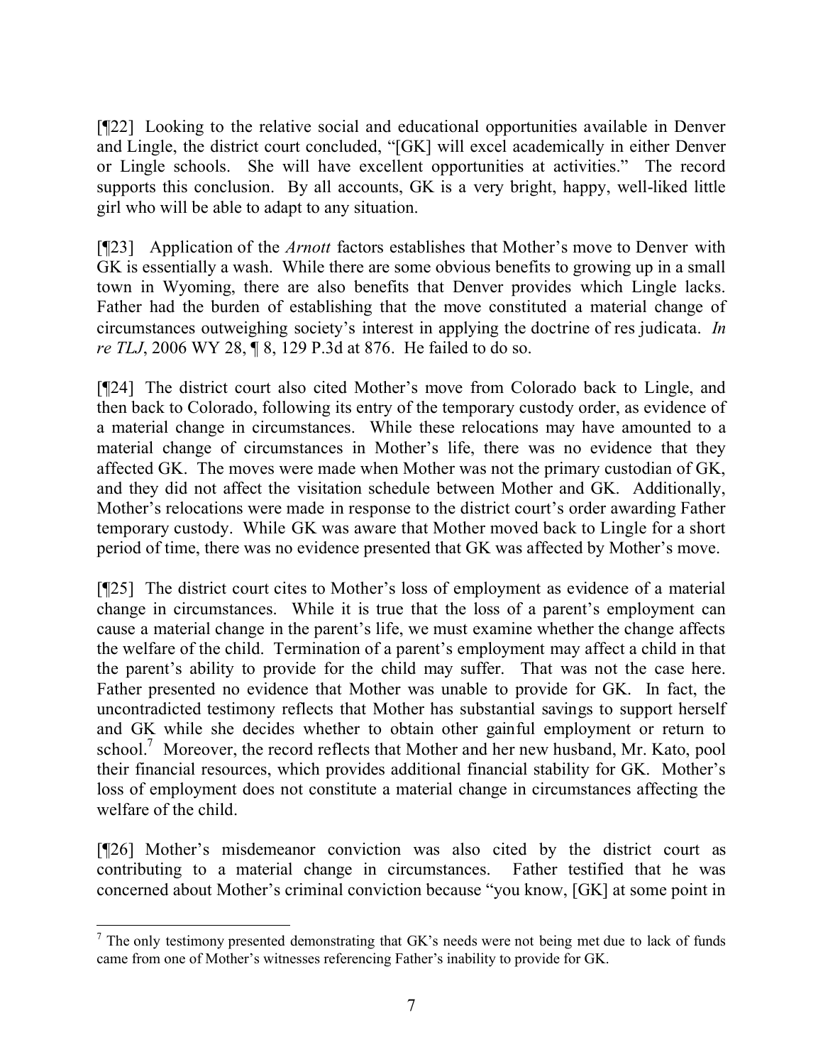[¶22] Looking to the relative social and educational opportunities available in Denver and Lingle, the district court concluded, "[GK] will excel academically in either Denver or Lingle schools. She will have excellent opportunities at activities." The record supports this conclusion. By all accounts, GK is a very bright, happy, well-liked little girl who will be able to adapt to any situation.

[¶23] Application of the *Arnott* factors establishes that Mother's move to Denver with GK is essentially a wash. While there are some obvious benefits to growing up in a small town in Wyoming, there are also benefits that Denver provides which Lingle lacks. Father had the burden of establishing that the move constituted a material change of circumstances outweighing society's interest in applying the doctrine of res judicata. *In re TLJ*, 2006 WY 28, ¶ 8, 129 P.3d at 876. He failed to do so.

[¶24] The district court also cited Mother's move from Colorado back to Lingle, and then back to Colorado, following its entry of the temporary custody order, as evidence of a material change in circumstances. While these relocations may have amounted to a material change of circumstances in Mother's life, there was no evidence that they affected GK. The moves were made when Mother was not the primary custodian of GK, and they did not affect the visitation schedule between Mother and GK. Additionally, Mother's relocations were made in response to the district court's order awarding Father temporary custody. While GK was aware that Mother moved back to Lingle for a short period of time, there was no evidence presented that GK was affected by Mother's move.

[¶25] The district court cites to Mother's loss of employment as evidence of a material change in circumstances. While it is true that the loss of a parent's employment can cause a material change in the parent's life, we must examine whether the change affects the welfare of the child. Termination of a parent's employment may affect a child in that the parent's ability to provide for the child may suffer. That was not the case here. Father presented no evidence that Mother was unable to provide for GK. In fact, the uncontradicted testimony reflects that Mother has substantial savings to support herself and GK while she decides whether to obtain other gainful employment or return to school.[7] Moreover, the record reflects that Mother and her new husband, Mr. Kato, pool their financial resources, which provides additional financial stability for GK. Mother's loss of employment does not constitute a material change in circumstances affecting the welfare of the child.

[¶26] Mother's misdemeanor conviction was also cited by the district court as contributing to a material change in circumstances. Father testified that he was concerned about Mother's criminal conviction because "you know, [GK] at some point in

---

[7] The only testimony presented demonstrating that GK's needs were not being met due to lack of funds came from one of Mother's witnesses referencing Father's inability to provide for GK.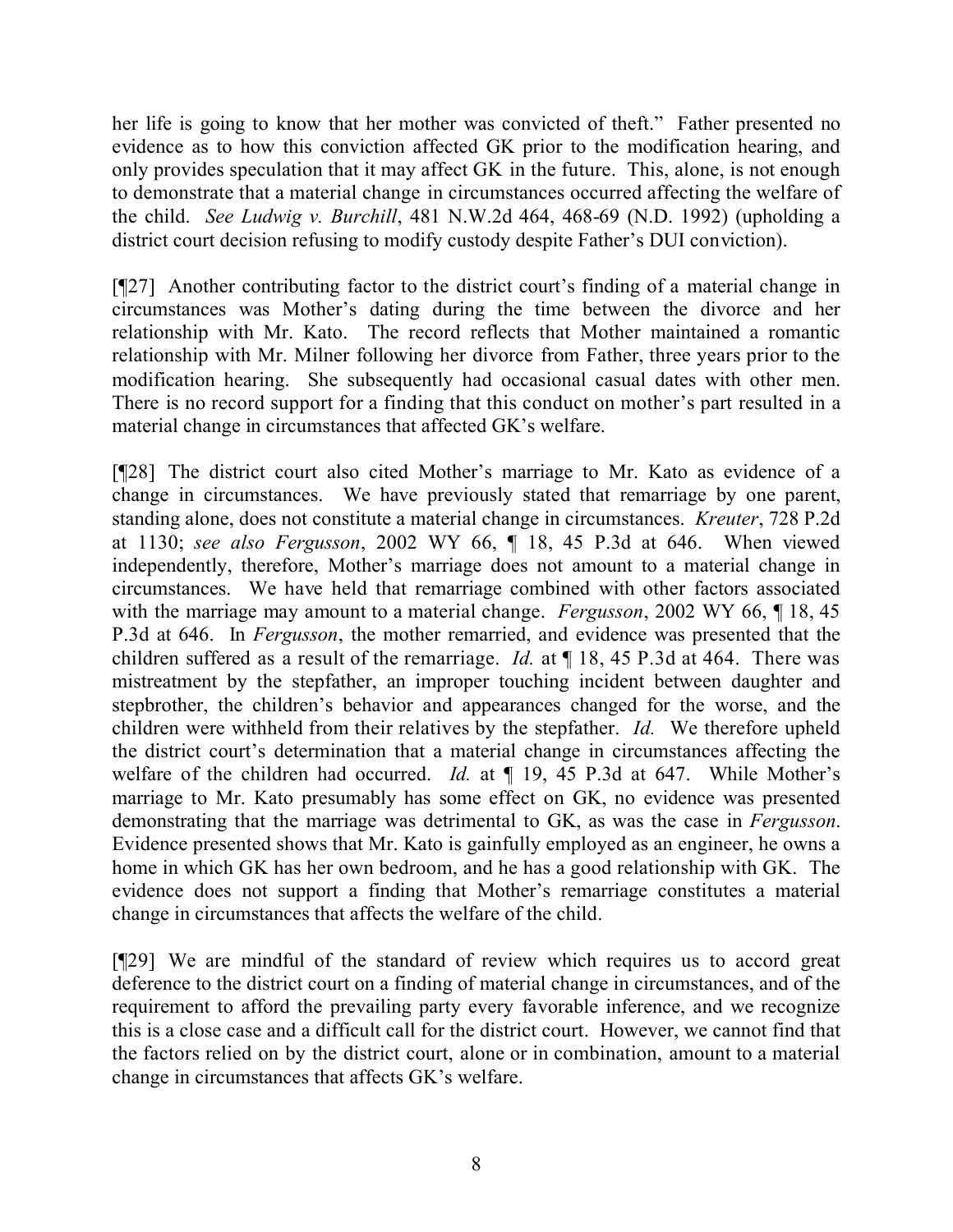her life is going to know that her mother was convicted of theft." Father presented no evidence as to how this conviction affected GK prior to the modification hearing, and only provides speculation that it may affect GK in the future. This, alone, is not enough to demonstrate that a material change in circumstances occurred affecting the welfare of the child. *See Ludwig v. Burchill*, 481 N.W.2d 464, 468-69 (N.D. 1992) (upholding a district court decision refusing to modify custody despite Father's DUI conviction).

[¶27] Another contributing factor to the district court's finding of a material change in circumstances was Mother's dating during the time between the divorce and her relationship with Mr. Kato. The record reflects that Mother maintained a romantic relationship with Mr. Milner following her divorce from Father, three years prior to the modification hearing. She subsequently had occasional casual dates with other men. There is no record support for a finding that this conduct on mother's part resulted in a material change in circumstances that affected GK's welfare.

[¶28] The district court also cited Mother's marriage to Mr. Kato as evidence of a change in circumstances. We have previously stated that remarriage by one parent, standing alone, does not constitute a material change in circumstances. *Kreuter*, 728 P.2d at 1130; *see also Fergusson*, 2002 WY 66, ¶ 18, 45 P.3d at 646. When viewed independently, therefore, Mother's marriage does not amount to a material change in circumstances. We have held that remarriage combined with other factors associated with the marriage may amount to a material change. *Fergusson*, 2002 WY 66, ¶ 18, 45 P.3d at 646. In *Fergusson*, the mother remarried, and evidence was presented that the children suffered as a result of the remarriage. *Id.* at ¶ 18, 45 P.3d at 464. There was mistreatment by the stepfather, an improper touching incident between daughter and stepbrother, the children's behavior and appearances changed for the worse, and the children were withheld from their relatives by the stepfather. *Id.* We therefore upheld the district court's determination that a material change in circumstances affecting the welfare of the children had occurred. *Id.* at ¶ 19, 45 P.3d at 647. While Mother's marriage to Mr. Kato presumably has some effect on GK, no evidence was presented demonstrating that the marriage was detrimental to GK, as was the case in *Fergusson*. Evidence presented shows that Mr. Kato is gainfully employed as an engineer, he owns a home in which GK has her own bedroom, and he has a good relationship with GK. The evidence does not support a finding that Mother's remarriage constitutes a material change in circumstances that affects the welfare of the child.

[¶29] We are mindful of the standard of review which requires us to accord great deference to the district court on a finding of material change in circumstances, and of the requirement to afford the prevailing party every favorable inference, and we recognize this is a close case and a difficult call for the district court. However, we cannot find that the factors relied on by the district court, alone or in combination, amount to a material change in circumstances that affects GK's welfare.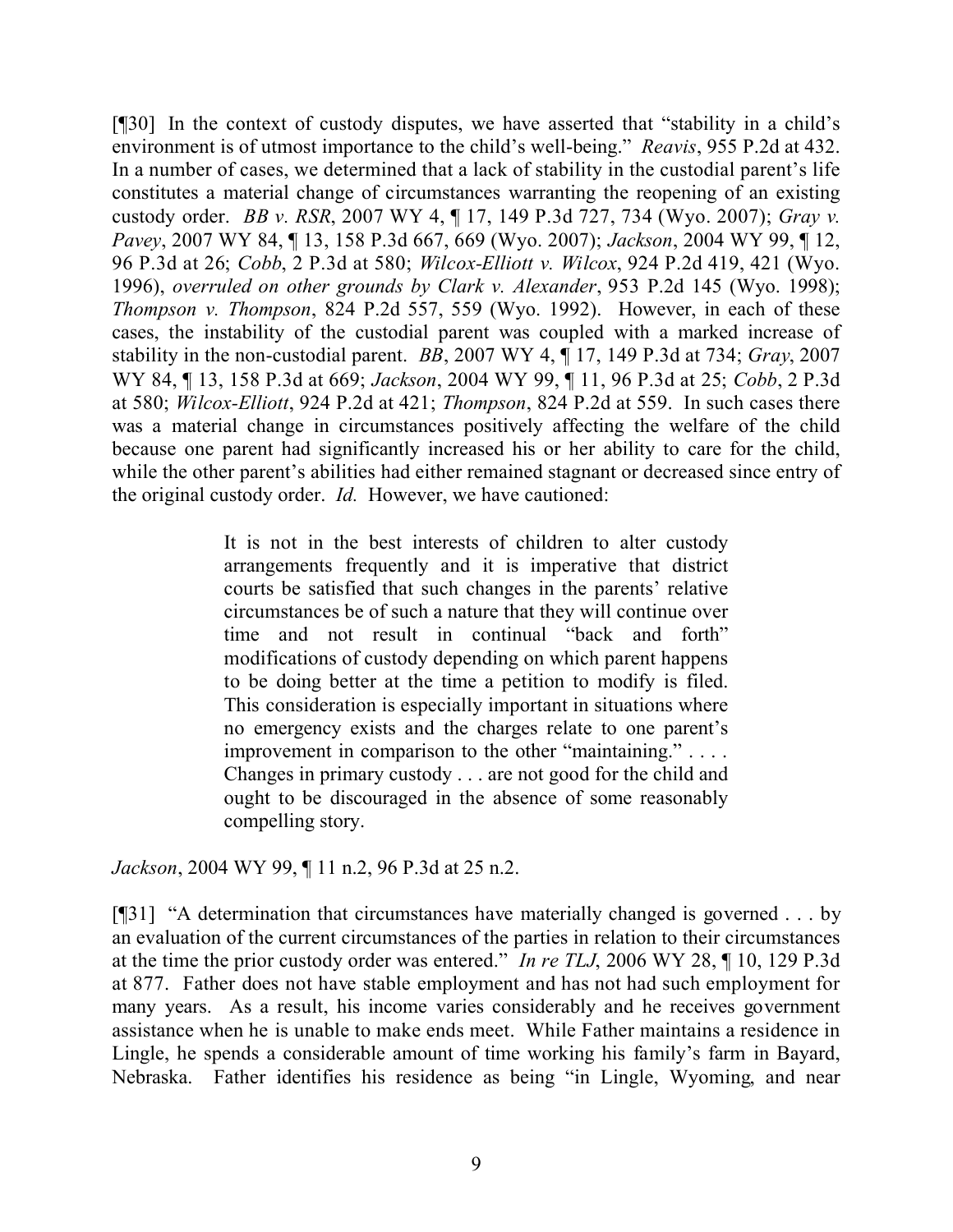[¶30] In the context of custody disputes, we have asserted that "stability in a child's environment is of utmost importance to the child's well-being." *Reavis*, 955 P.2d at 432. In a number of cases, we determined that a lack of stability in the custodial parent's life constitutes a material change of circumstances warranting the reopening of an existing custody order. *BB v. RSR*, 2007 WY 4, ¶ 17, 149 P.3d 727, 734 (Wyo. 2007); *Gray v. Pavey*, 2007 WY 84, ¶ 13, 158 P.3d 667, 669 (Wyo. 2007); *Jackson*, 2004 WY 99, ¶ 12, 96 P.3d at 26; *Cobb*, 2 P.3d at 580; *Wilcox-Elliott v. Wilcox*, 924 P.2d 419, 421 (Wyo. 1996), *overruled on other grounds by Clark v. Alexander*, 953 P.2d 145 (Wyo. 1998); *Thompson v. Thompson*, 824 P.2d 557, 559 (Wyo. 1992). However, in each of these cases, the instability of the custodial parent was coupled with a marked increase of stability in the non-custodial parent. *BB*, 2007 WY 4, ¶ 17, 149 P.3d at 734; *Gray*, 2007 WY 84, ¶ 13, 158 P.3d at 669; *Jackson*, 2004 WY 99, ¶ 11, 96 P.3d at 25; *Cobb*, 2 P.3d at 580; *Wilcox-Elliott*, 924 P.2d at 421; *Thompson*, 824 P.2d at 559. In such cases there was a material change in circumstances positively affecting the welfare of the child because one parent had significantly increased his or her ability to care for the child, while the other parent's abilities had either remained stagnant or decreased since entry of the original custody order. *Id.* However, we have cautioned:

> It is not in the best interests of children to alter custody arrangements frequently and it is imperative that district courts be satisfied that such changes in the parents' relative circumstances be of such a nature that they will continue over time and not result in continual "back and forth" modifications of custody depending on which parent happens to be doing better at the time a petition to modify is filed. This consideration is especially important in situations where no emergency exists and the charges relate to one parent's improvement in comparison to the other "maintaining." . . . . Changes in primary custody . . . are not good for the child and ought to be discouraged in the absence of some reasonably compelling story.

*Jackson*, 2004 WY 99, ¶ 11 n.2, 96 P.3d at 25 n.2.

[¶31] "A determination that circumstances have materially changed is governed . . . by an evaluation of the current circumstances of the parties in relation to their circumstances at the time the prior custody order was entered." *In re TLJ*, 2006 WY 28, ¶ 10, 129 P.3d at 877. Father does not have stable employment and has not had such employment for many years. As a result, his income varies considerably and he receives government assistance when he is unable to make ends meet. While Father maintains a residence in Lingle, he spends a considerable amount of time working his family's farm in Bayard, Nebraska. Father identifies his residence as being "in Lingle, Wyoming, and near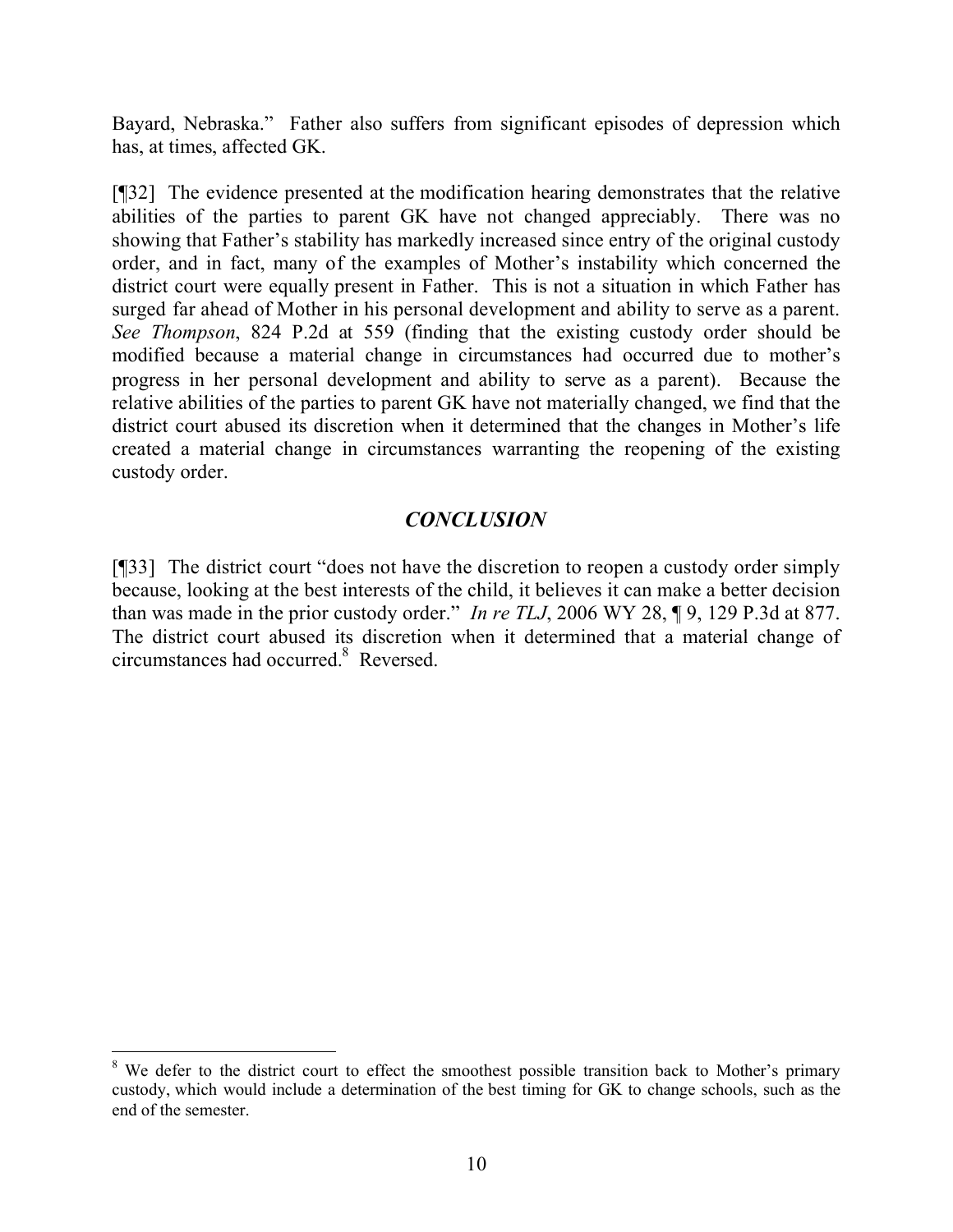Bayard, Nebraska." Father also suffers from significant episodes of depression which has, at times, affected GK.

[¶32] The evidence presented at the modification hearing demonstrates that the relative abilities of the parties to parent GK have not changed appreciably. There was no showing that Father's stability has markedly increased since entry of the original custody order, and in fact, many of the examples of Mother's instability which concerned the district court were equally present in Father. This is not a situation in which Father has surged far ahead of Mother in his personal development and ability to serve as a parent. *See Thompson*, 824 P.2d at 559 (finding that the existing custody order should be modified because a material change in circumstances had occurred due to mother's progress in her personal development and ability to serve as a parent). Because the relative abilities of the parties to parent GK have not materially changed, we find that the district court abused its discretion when it determined that the changes in Mother's life created a material change in circumstances warranting the reopening of the existing custody order.

## *CONCLUSION*

[¶33] The district court "does not have the discretion to reopen a custody order simply because, looking at the best interests of the child, it believes it can make a better decision than was made in the prior custody order." *In re TLJ*, 2006 WY 28, ¶ 9, 129 P.3d at 877. The district court abused its discretion when it determined that a material change of circumstances had occurred.[8] Reversed.

---

[8] We defer to the district court to effect the smoothest possible transition back to Mother's primary custody, which would include a determination of the best timing for GK to change schools, such as the end of the semester.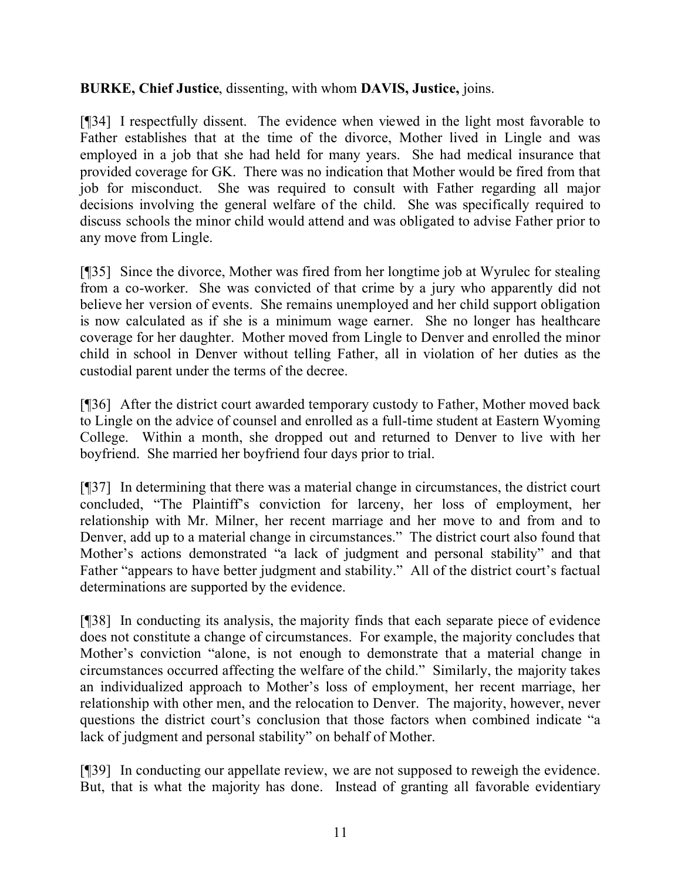**BURKE, Chief Justice**, dissenting, with whom **DAVIS, Justice,** joins.

[¶34] I respectfully dissent. The evidence when viewed in the light most favorable to Father establishes that at the time of the divorce, Mother lived in Lingle and was employed in a job that she had held for many years. She had medical insurance that provided coverage for GK. There was no indication that Mother would be fired from that job for misconduct. She was required to consult with Father regarding all major decisions involving the general welfare of the child. She was specifically required to discuss schools the minor child would attend and was obligated to advise Father prior to any move from Lingle.

[¶35] Since the divorce, Mother was fired from her longtime job at Wyrulec for stealing from a co-worker. She was convicted of that crime by a jury who apparently did not believe her version of events. She remains unemployed and her child support obligation is now calculated as if she is a minimum wage earner. She no longer has healthcare coverage for her daughter. Mother moved from Lingle to Denver and enrolled the minor child in school in Denver without telling Father, all in violation of her duties as the custodial parent under the terms of the decree.

[¶36] After the district court awarded temporary custody to Father, Mother moved back to Lingle on the advice of counsel and enrolled as a full-time student at Eastern Wyoming College. Within a month, she dropped out and returned to Denver to live with her boyfriend. She married her boyfriend four days prior to trial.

[¶37] In determining that there was a material change in circumstances, the district court concluded, "The Plaintiff's conviction for larceny, her loss of employment, her relationship with Mr. Milner, her recent marriage and her move to and from and to Denver, add up to a material change in circumstances." The district court also found that Mother's actions demonstrated "a lack of judgment and personal stability" and that Father "appears to have better judgment and stability." All of the district court's factual determinations are supported by the evidence.

[¶38] In conducting its analysis, the majority finds that each separate piece of evidence does not constitute a change of circumstances. For example, the majority concludes that Mother's conviction "alone, is not enough to demonstrate that a material change in circumstances occurred affecting the welfare of the child." Similarly, the majority takes an individualized approach to Mother's loss of employment, her recent marriage, her relationship with other men, and the relocation to Denver. The majority, however, never questions the district court's conclusion that those factors when combined indicate "a lack of judgment and personal stability" on behalf of Mother.

[¶39] In conducting our appellate review, we are not supposed to reweigh the evidence. But, that is what the majority has done. Instead of granting all favorable evidentiary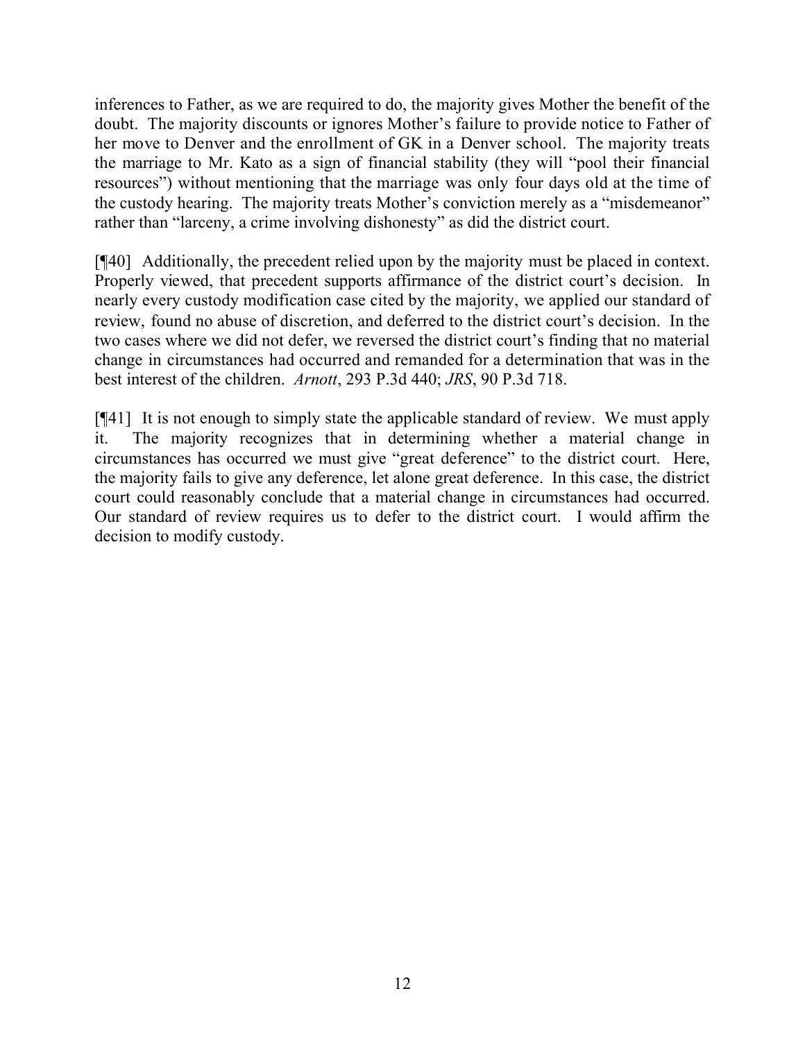inferences to Father, as we are required to do, the majority gives Mother the benefit of the doubt. The majority discounts or ignores Mother's failure to provide notice to Father of her move to Denver and the enrollment of GK in a Denver school. The majority treats the marriage to Mr. Kato as a sign of financial stability (they will "pool their financial resources") without mentioning that the marriage was only four days old at the time of the custody hearing. The majority treats Mother's conviction merely as a "misdemeanor" rather than "larceny, a crime involving dishonesty" as did the district court.

[¶40] Additionally, the precedent relied upon by the majority must be placed in context. Properly viewed, that precedent supports affirmance of the district court's decision. In nearly every custody modification case cited by the majority, we applied our standard of review, found no abuse of discretion, and deferred to the district court's decision. In the two cases where we did not defer, we reversed the district court's finding that no material change in circumstances had occurred and remanded for a determination that was in the best interest of the children. *Arnott*, 293 P.3d 440; *JRS*, 90 P.3d 718.

[¶41] It is not enough to simply state the applicable standard of review. We must apply it. The majority recognizes that in determining whether a material change in circumstances has occurred we must give "great deference" to the district court. Here, the majority fails to give any deference, let alone great deference. In this case, the district court could reasonably conclude that a material change in circumstances had occurred. Our standard of review requires us to defer to the district court. I would affirm the decision to modify custody.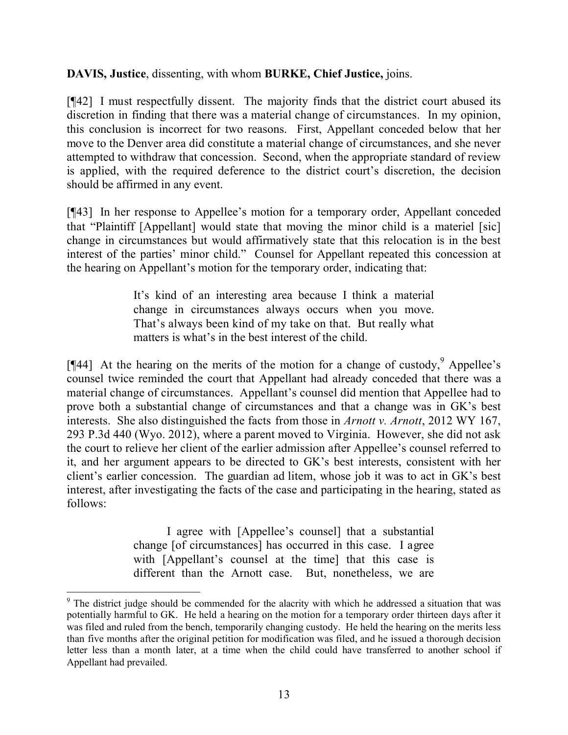**DAVIS, Justice**, dissenting, with whom **BURKE, Chief Justice,** joins.

[¶42] I must respectfully dissent. The majority finds that the district court abused its discretion in finding that there was a material change of circumstances. In my opinion, this conclusion is incorrect for two reasons. First, Appellant conceded below that her move to the Denver area did constitute a material change of circumstances, and she never attempted to withdraw that concession. Second, when the appropriate standard of review is applied, with the required deference to the district court's discretion, the decision should be affirmed in any event.

[¶43] In her response to Appellee's motion for a temporary order, Appellant conceded that "Plaintiff [Appellant] would state that moving the minor child is a materiel [sic] change in circumstances but would affirmatively state that this relocation is in the best interest of the parties' minor child." Counsel for Appellant repeated this concession at the hearing on Appellant's motion for the temporary order, indicating that:

> It's kind of an interesting area because I think a material change in circumstances always occurs when you move. That's always been kind of my take on that. But really what matters is what's in the best interest of the child.

[¶44] At the hearing on the merits of the motion for a change of custody,[9] Appellee's counsel twice reminded the court that Appellant had already conceded that there was a material change of circumstances. Appellant's counsel did mention that Appellee had to prove both a substantial change of circumstances and that a change was in GK's best interests. She also distinguished the facts from those in *Arnott v. Arnott*, 2012 WY 167, 293 P.3d 440 (Wyo. 2012), where a parent moved to Virginia. However, she did not ask the court to relieve her client of the earlier admission after Appellee's counsel referred to it, and her argument appears to be directed to GK's best interests, consistent with her client's earlier concession. The guardian ad litem, whose job it was to act in GK's best interest, after investigating the facts of the case and participating in the hearing, stated as follows:

> I agree with [Appellee's counsel] that a substantial change [of circumstances] has occurred in this case. I agree with [Appellant's counsel at the time] that this case is different than the Arnott case. But, nonetheless, we are

---

[9] The district judge should be commended for the alacrity with which he addressed a situation that was potentially harmful to GK. He held a hearing on the motion for a temporary order thirteen days after it was filed and ruled from the bench, temporarily changing custody. He held the hearing on the merits less than five months after the original petition for modification was filed, and he issued a thorough decision letter less than a month later, at a time when the child could have transferred to another school if Appellant had prevailed.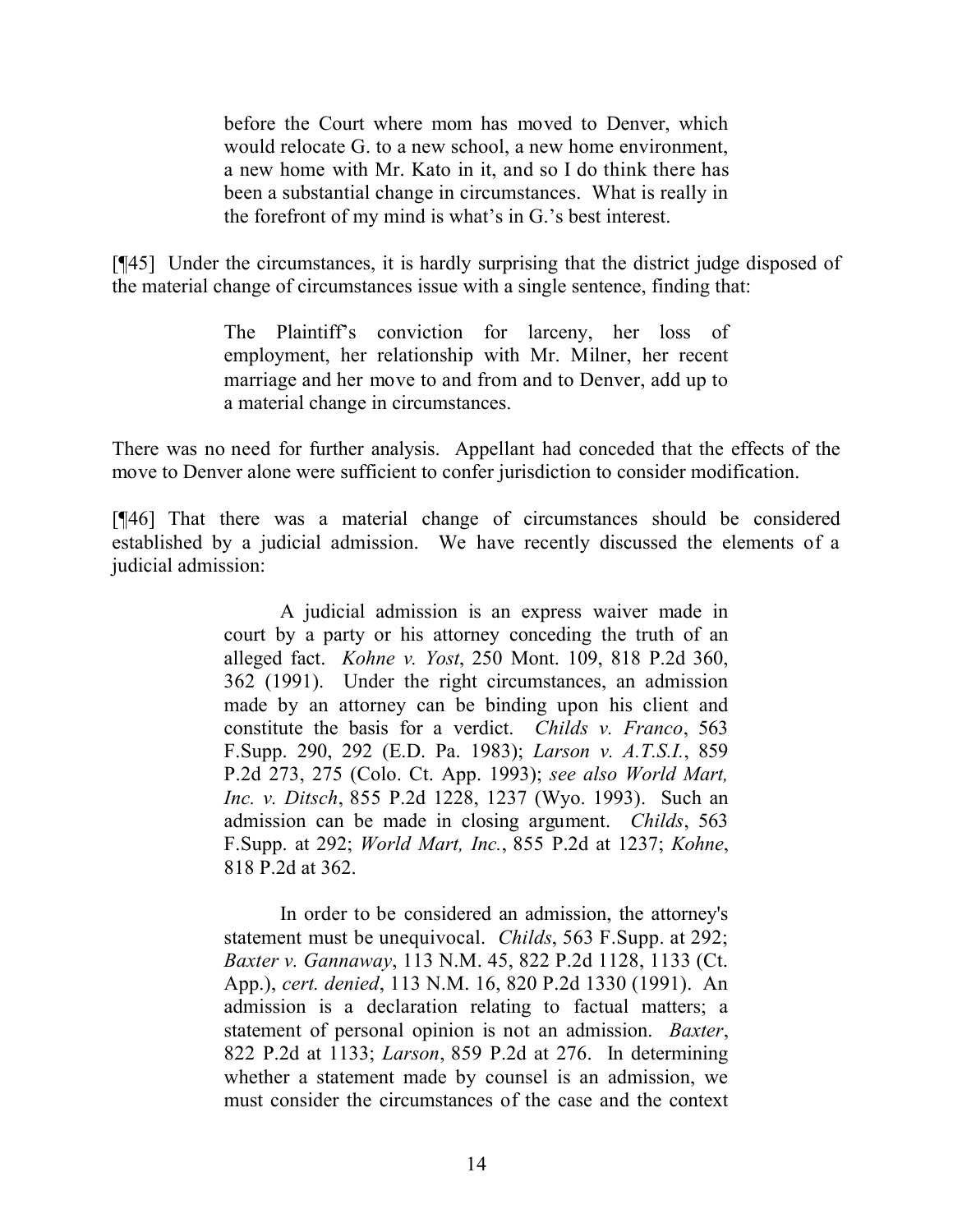> before the Court where mom has moved to Denver, which would relocate G. to a new school, a new home environment, a new home with Mr. Kato in it, and so I do think there has been a substantial change in circumstances. What is really in the forefront of my mind is what's in G.'s best interest.

[¶45] Under the circumstances, it is hardly surprising that the district judge disposed of the material change of circumstances issue with a single sentence, finding that:

> The Plaintiff's conviction for larceny, her loss of employment, her relationship with Mr. Milner, her recent marriage and her move to and from and to Denver, add up to a material change in circumstances.

There was no need for further analysis. Appellant had conceded that the effects of the move to Denver alone were sufficient to confer jurisdiction to consider modification.

[¶46] That there was a material change of circumstances should be considered established by a judicial admission. We have recently discussed the elements of a judicial admission:

> A judicial admission is an express waiver made in court by a party or his attorney conceding the truth of an alleged fact. *Kohne v. Yost*, 250 Mont. 109, 818 P.2d 360, 362 (1991). Under the right circumstances, an admission made by an attorney can be binding upon his client and constitute the basis for a verdict. *Childs v. Franco*, 563 F.Supp. 290, 292 (E.D. Pa. 1983); *Larson v. A.T.S.I.*, 859 P.2d 273, 275 (Colo. Ct. App. 1993); *see also World Mart, Inc. v. Ditsch*, 855 P.2d 1228, 1237 (Wyo. 1993). Such an admission can be made in closing argument. *Childs*, 563 F.Supp. at 292; *World Mart, Inc.*, 855 P.2d at 1237; *Kohne*, 818 P.2d at 362.
>
> In order to be considered an admission, the attorney's statement must be unequivocal. *Childs*, 563 F.Supp. at 292; *Baxter v. Gannaway*, 113 N.M. 45, 822 P.2d 1128, 1133 (Ct. App.), *cert. denied*, 113 N.M. 16, 820 P.2d 1330 (1991). An admission is a declaration relating to factual matters; a statement of personal opinion is not an admission. *Baxter*, 822 P.2d at 1133; *Larson*, 859 P.2d at 276. In determining whether a statement made by counsel is an admission, we must consider the circumstances of the case and the context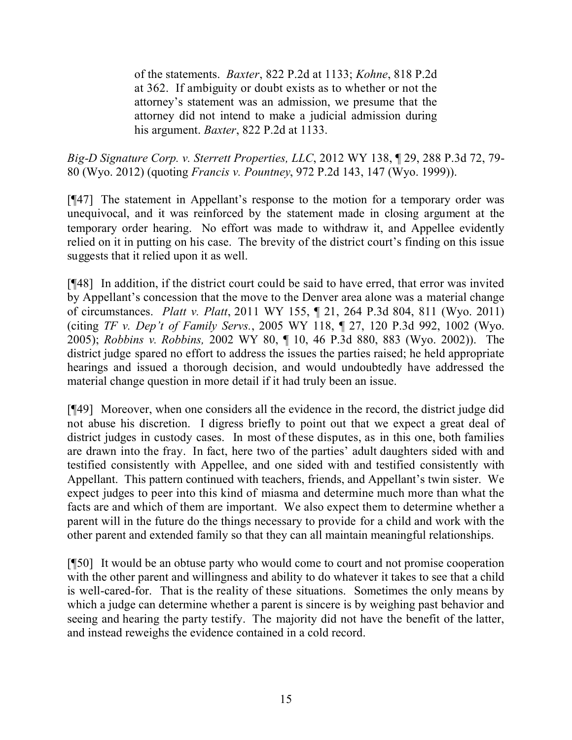> of the statements. *Baxter*, 822 P.2d at 1133; *Kohne*, 818 P.2d at 362. If ambiguity or doubt exists as to whether or not the attorney's statement was an admission, we presume that the attorney did not intend to make a judicial admission during his argument. *Baxter*, 822 P.2d at 1133.

*Big-D Signature Corp. v. Sterrett Properties, LLC*, 2012 WY 138, ¶ 29, 288 P.3d 72, 79-80 (Wyo. 2012) (quoting *Francis v. Pountney*, 972 P.2d 143, 147 (Wyo. 1999)).

[¶47] The statement in Appellant's response to the motion for a temporary order was unequivocal, and it was reinforced by the statement made in closing argument at the temporary order hearing. No effort was made to withdraw it, and Appellee evidently relied on it in putting on his case. The brevity of the district court's finding on this issue suggests that it relied upon it as well.

[¶48] In addition, if the district court could be said to have erred, that error was invited by Appellant's concession that the move to the Denver area alone was a material change of circumstances. *Platt v. Platt*, 2011 WY 155, ¶ 21, 264 P.3d 804, 811 (Wyo. 2011) (citing *TF v. Dep't of Family Servs.*, 2005 WY 118, ¶ 27, 120 P.3d 992, 1002 (Wyo. 2005); *Robbins v. Robbins,* 2002 WY 80, ¶ 10, 46 P.3d 880, 883 (Wyo. 2002)). The district judge spared no effort to address the issues the parties raised; he held appropriate hearings and issued a thorough decision, and would undoubtedly have addressed the material change question in more detail if it had truly been an issue.

[¶49] Moreover, when one considers all the evidence in the record, the district judge did not abuse his discretion. I digress briefly to point out that we expect a great deal of district judges in custody cases. In most of these disputes, as in this one, both families are drawn into the fray. In fact, here two of the parties' adult daughters sided with and testified consistently with Appellee, and one sided with and testified consistently with Appellant. This pattern continued with teachers, friends, and Appellant's twin sister. We expect judges to peer into this kind of miasma and determine much more than what the facts are and which of them are important. We also expect them to determine whether a parent will in the future do the things necessary to provide for a child and work with the other parent and extended family so that they can all maintain meaningful relationships.

[¶50] It would be an obtuse party who would come to court and not promise cooperation with the other parent and willingness and ability to do whatever it takes to see that a child is well-cared-for. That is the reality of these situations. Sometimes the only means by which a judge can determine whether a parent is sincere is by weighing past behavior and seeing and hearing the party testify. The majority did not have the benefit of the latter, and instead reweighs the evidence contained in a cold record.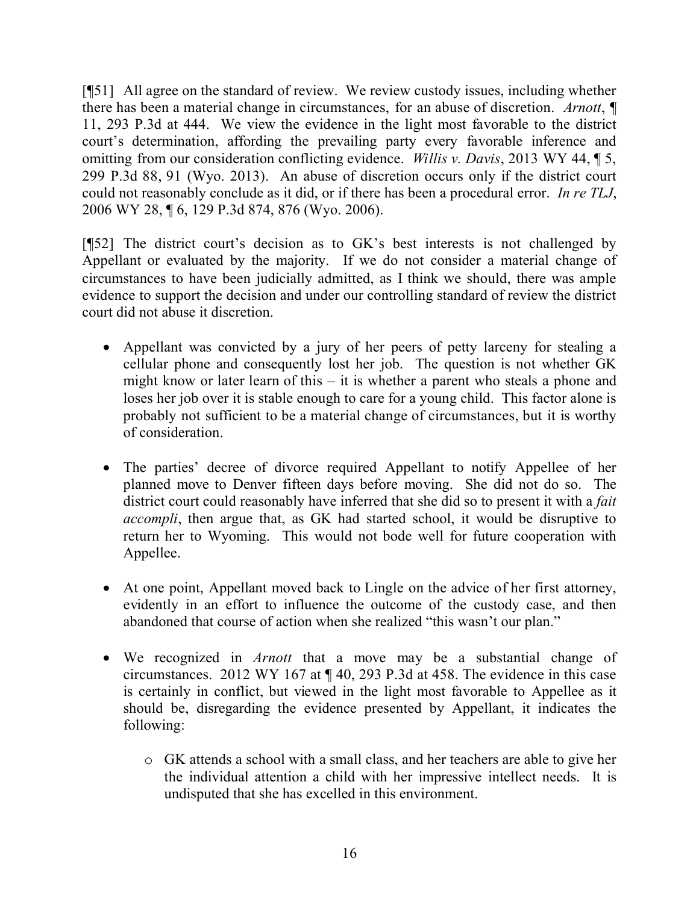[¶51] All agree on the standard of review. We review custody issues, including whether there has been a material change in circumstances, for an abuse of discretion. *Arnott*, ¶ 11, 293 P.3d at 444. We view the evidence in the light most favorable to the district court's determination, affording the prevailing party every favorable inference and omitting from our consideration conflicting evidence. *Willis v. Davis*, 2013 WY 44, ¶ 5, 299 P.3d 88, 91 (Wyo. 2013). An abuse of discretion occurs only if the district court could not reasonably conclude as it did, or if there has been a procedural error. *In re TLJ*, 2006 WY 28, ¶ 6, 129 P.3d 874, 876 (Wyo. 2006).

[¶52] The district court's decision as to GK's best interests is not challenged by Appellant or evaluated by the majority. If we do not consider a material change of circumstances to have been judicially admitted, as I think we should, there was ample evidence to support the decision and under our controlling standard of review the district court did not abuse it discretion.

- Appellant was convicted by a jury of her peers of petty larceny for stealing a cellular phone and consequently lost her job. The question is not whether GK might know or later learn of this – it is whether a parent who steals a phone and loses her job over it is stable enough to care for a young child. This factor alone is probably not sufficient to be a material change of circumstances, but it is worthy of consideration.

- The parties' decree of divorce required Appellant to notify Appellee of her planned move to Denver fifteen days before moving. She did not do so. The district court could reasonably have inferred that she did so to present it with a *fait accompli*, then argue that, as GK had started school, it would be disruptive to return her to Wyoming. This would not bode well for future cooperation with Appellee.

- At one point, Appellant moved back to Lingle on the advice of her first attorney, evidently in an effort to influence the outcome of the custody case, and then abandoned that course of action when she realized "this wasn't our plan."

- We recognized in *Arnott* that a move may be a substantial change of circumstances. 2012 WY 167 at ¶ 40, 293 P.3d at 458. The evidence in this case is certainly in conflict, but viewed in the light most favorable to Appellee as it should be, disregarding the evidence presented by Appellant, it indicates the following:

  - GK attends a school with a small class, and her teachers are able to give her the individual attention a child with her impressive intellect needs. It is undisputed that she has excelled in this environment.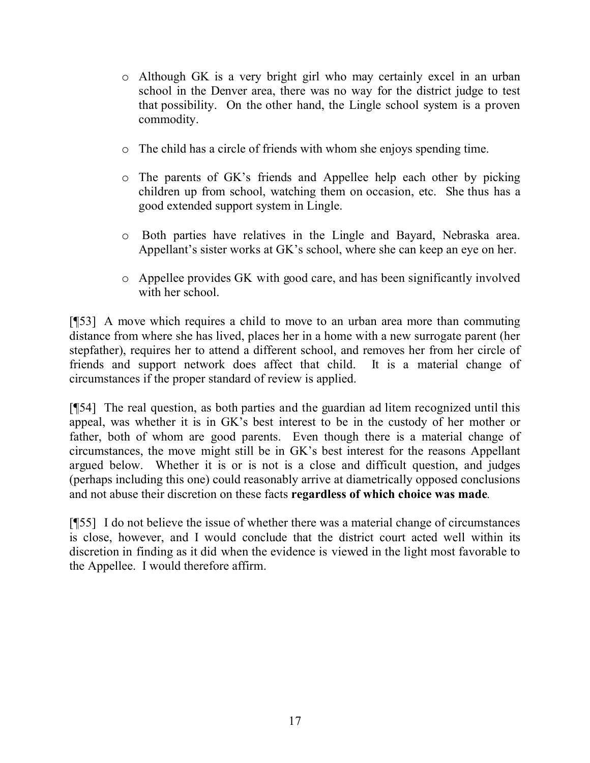- Although GK is a very bright girl who may certainly excel in an urban school in the Denver area, there was no way for the district judge to test that possibility. On the other hand, the Lingle school system is a proven commodity.

- The child has a circle of friends with whom she enjoys spending time.

- The parents of GK's friends and Appellee help each other by picking children up from school, watching them on occasion, etc. She thus has a good extended support system in Lingle.

- Both parties have relatives in the Lingle and Bayard, Nebraska area. Appellant's sister works at GK's school, where she can keep an eye on her.

- Appellee provides GK with good care, and has been significantly involved with her school.

[¶53] A move which requires a child to move to an urban area more than commuting distance from where she has lived, places her in a home with a new surrogate parent (her stepfather), requires her to attend a different school, and removes her from her circle of friends and support network does affect that child. It is a material change of circumstances if the proper standard of review is applied.

[¶54] The real question, as both parties and the guardian ad litem recognized until this appeal, was whether it is in GK's best interest to be in the custody of her mother or father, both of whom are good parents. Even though there is a material change of circumstances, the move might still be in GK's best interest for the reasons Appellant argued below. Whether it is or is not is a close and difficult question, and judges (perhaps including this one) could reasonably arrive at diametrically opposed conclusions and not abuse their discretion on these facts **regardless of which choice was made**.

[¶55] I do not believe the issue of whether there was a material change of circumstances is close, however, and I would conclude that the district court acted well within its discretion in finding as it did when the evidence is viewed in the light most favorable to the Appellee. I would therefore affirm.